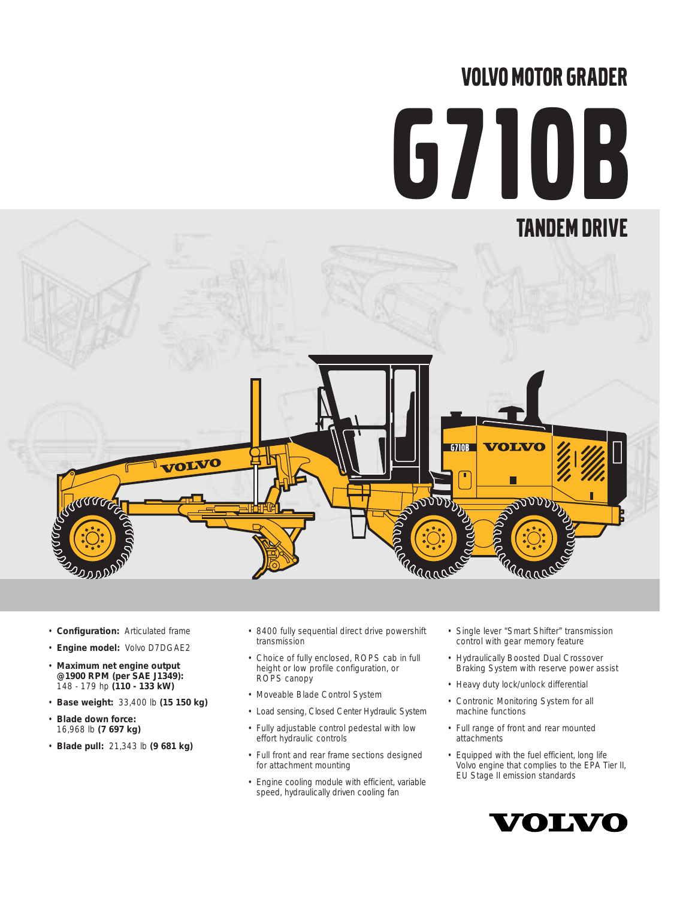# VOLVO MOTOR GRADER

# G710B

## TANDEM DRIVE

- **Configuration:** Articulated frame
- **Engine model:** Volvo D7DGAE2
- **Maximum net engine output @1900 RPM (per SAE J1349):** 148 - 179 hp **(110 - 133 kW)**
- **Base weight:** 33,400 lb **(15 150 kg)**
- **Blade down force:** 16,968 lb **(7 697 kg)**
- **Blade pull:** 21,343 lb **(9 681 kg)**

- 8400 fully sequential direct drive powershift transmission
- Choice of fully enclosed, ROPS cab in full height or low profile configuration, or ROPS canopy
- Moveable Blade Control System
- Load sensing, Closed Center Hydraulic System
- Fully adjustable control pedestal with low effort hydraulic controls
- Full front and rear frame sections designed for attachment mounting
- Engine cooling module with efficient, variable speed, hydraulically driven cooling fan

- Single lever "Smart Shifter" transmission control with gear memory feature
- Hydraulically Boosted Dual Crossover Braking System with reserve power assist
- Heavy duty lock/unlock differential
- Contronic Monitoring System for all machine functions
- Full range of front and rear mounted attachments
- Equipped with the fuel efficient, long life Volvo engine that complies to the EPA Tier II, EU Stage II emission standards

VOLVO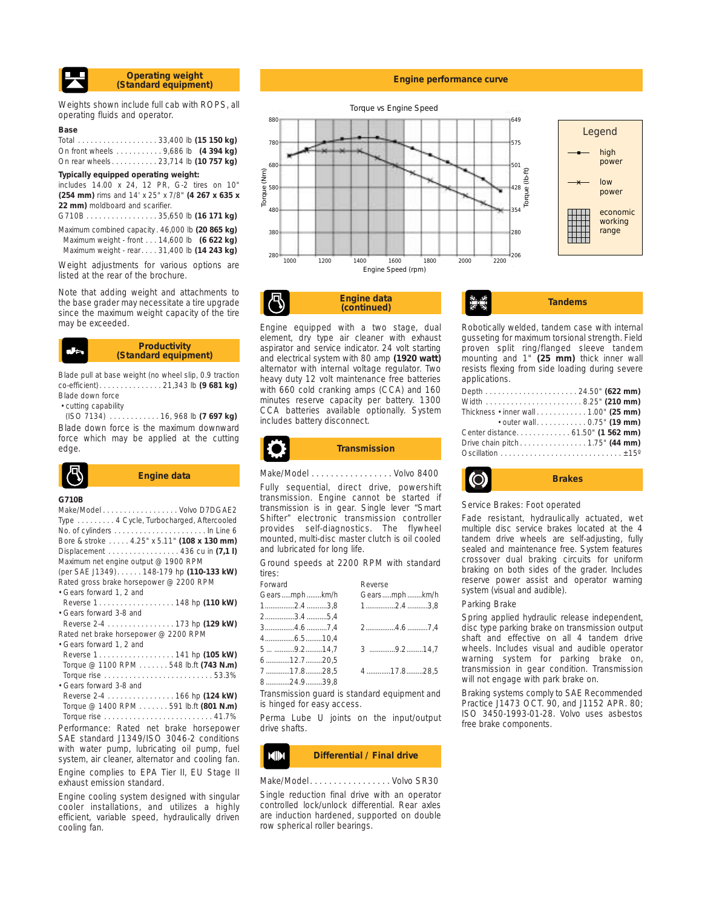## Operating weight (Standard equipment)

Weights shown include full cab with ROPS, all operating fluids and operator.

**Base**

Total . . . . . . . . . . . . . . . . . . . 33,400 lb **(15 150 kg)**
On front wheels . . . . . . . . . . . 9,686 lb **(4 394 kg)**
On rear wheels . . . . . . . . . . . 23,714 lb **(10 757 kg)**

**Typically equipped operating weight:**
includes 14.00 x 24, 12 PR, G-2 tires on 10" **(254 mm)** rims and 14' x 25" x 7/8" **(4 267 x 635 x 22 mm)** moldboard and scarifier.
G710B . . . . . . . . . . . . . . . . . 35,650 lb **(16 171 kg)**

Maximum combined capacity . 46,000 lb **(20 865 kg)**
Maximum weight - front . . . . 14,600 lb **(6 622 kg)**
Maximum weight - rear . . . . 31,400 lb **(14 243 kg)**

Weight adjustments for various options are listed at the rear of the brochure.

Note that adding weight and attachments to the base grader may necessitate a tire upgrade since the maximum weight capacity of the tire may be exceeded.

## Productivity (Standard equipment)

Blade pull at base weight (no wheel slip, 0.9 traction co-efficient) . . . . . . . . . . . . . . . 21,343 lb **(9 681 kg)**
Blade down force
- cutting capability
  (ISO 7134) . . . . . . . . . . . . 16, 968 lb **(7 697 kg)**

Blade down force is the maximum downward force which may be applied at the cutting edge.

## Engine data

**G710B**

Make/Model . . . . . . . . . . . . . . . . . Volvo D7DGAE2
Type . . . . . . . . . 4 Cycle, Turbocharged, Aftercooled
No. of cylinders . . . . . . . . . . . . . . . . . . . . . In Line 6
Bore & stroke . . . . . 4.25" x 5.11" **(108 x 130 mm)**
Displacement . . . . . . . . . . . . . . . . . 436 cu in **(7,1 l)**
Maximum net engine output @ 1900 RPM
(per SAE J1349) . . . . . . 148-179 hp **(110-133 kW)**
Rated gross brake horsepower @ 2200 RPM
- Gears forward 1, 2 and
  Reverse 1 . . . . . . . . . . . . . . . . . . 148 hp **(110 kW)**
- Gears forward 3-8 and
  Reverse 2-4 . . . . . . . . . . . . . . . . 173 hp **(129 kW)**

Rated net brake horsepower @ 2200 RPM
- Gears forward 1, 2 and
  Reverse 1 . . . . . . . . . . . . . . . . . . 141 hp **(105 kW)**
  Torque @ 1100 RPM . . . . . . . 548 lb.ft **(743 N.m)**
  Torque rise . . . . . . . . . . . . . . . . . . . . . . . . . 53.3%
- Gears forward 3-8 and
  Reverse 2-4 . . . . . . . . . . . . . . . . 166 hp **(124 kW)**
  Torque @ 1400 RPM . . . . . . . 591 lb.ft **(801 N.m)**
  Torque rise . . . . . . . . . . . . . . . . . . . . . . . . . 41.7%

Performance: Rated net brake horsepower SAE standard J1349/ISO 3046-2 conditions with water pump, lubricating oil pump, fuel system, air cleaner, alternator and cooling fan.

Engine complies to EPA Tier II, EU Stage II exhaust emission standard.

Engine cooling system designed with singular cooler installations, and utilizes a highly efficient, variable speed, hydraulically driven cooling fan.

## Engine performance curve

Torque vs Engine Speed

Legend: high power; low power; economic working range

## Engine data (continued)

Engine equipped with a two stage, dual element, dry type air cleaner with exhaust aspirator and service indicator. 24 volt starting and electrical system with 80 amp **(1920 watt)** alternator with internal voltage regulator. Two heavy duty 12 volt maintenance free batteries with 660 cold cranking amps (CCA) and 160 minutes reserve capacity per battery. 1300 CCA batteries available optionally. System includes battery disconnect.

## Transmission

Make/Model . . . . . . . . . . . . . . . . . Volvo 8400

Fully sequential, direct drive, powershift transmission. Engine cannot be started if transmission is in gear. Single lever "Smart Shifter" electronic transmission controller provides self-diagnostics. The flywheel mounted, multi-disc master clutch is oil cooled and lubricated for long life.

Ground speeds at 2200 RPM with standard tires:

| Forward Gears | mph | km/h | Reverse Gears | mph | km/h |
|---|---|---|---|---|---|
| 1 | 2.4 | 3,8 | 1 | 2.4 | 3,8 |
| 2 | 3.4 | 5,4 | | | |
| 3 | 4.6 | 7,4 | 2 | 4.6 | 7,4 |
| 4 | 6.5 | 10,4 | | | |
| 5 | 9.2 | 14,7 | 3 | 9.2 | 14,7 |
| 6 | 12.7 | 20,5 | | | |
| 7 | 17.8 | 28,5 | 4 | 17.8 | 28,5 |
| 8 | 24.9 | 39,8 | | | |

Transmission guard is standard equipment and is hinged for easy access.

Perma Lube U joints on the input/output drive shafts.

## Differential / Final drive

Make/Model. . . . . . . . . . . . . . . . . Volvo SR30

Single reduction final drive with an operator controlled lock/unlock differential. Rear axles are induction hardened, supported on double row spherical roller bearings.

## Tandems

Robotically welded, tandem case with internal gusseting for maximum torsional strength. Field proven split ring/flanged sleeve tandem mounting and 1" **(25 mm)** thick inner wall resists flexing from side loading during severe applications.

Depth . . . . . . . . . . . . . . . . . . . . . . 24.50" **(622 mm)**
Width . . . . . . . . . . . . . . . . . . . . . . . 8.25" **(210 mm)**
Thickness • inner wall . . . . . . . . . . . . 1.00" **(25 mm)**
• outer wall . . . . . . . . . . . . 0.75" **(19 mm)**
Center distance . . . . . . . . . . . . . 61.50" **(1 562 mm)**
Drive chain pitch . . . . . . . . . . . . . . . . 1.75" **(44 mm)**
Oscillation . . . . . . . . . . . . . . . . . . . . . . . . . . . . ±15º

## Brakes

Service Brakes: Foot operated

Fade resistant, hydraulically actuated, wet multiple disc service brakes located at the 4 tandem drive wheels are self-adjusting, fully sealed and maintenance free. System features crossover dual braking circuits for uniform braking on both sides of the grader. Includes reserve power assist and operator warning system (visual and audible).

Parking Brake

Spring applied hydraulic release independent, disc type parking brake on transmission output shaft and effective on all 4 tandem drive wheels. Includes visual and audible operator warning system for parking brake on, transmission in gear condition. Transmission will not engage with park brake on.

Braking systems comply to SAE Recommended Practice J1473 OCT. 90, and J1152 APR. 80; ISO 3450-1993-01-28. Volvo uses asbestos free brake components.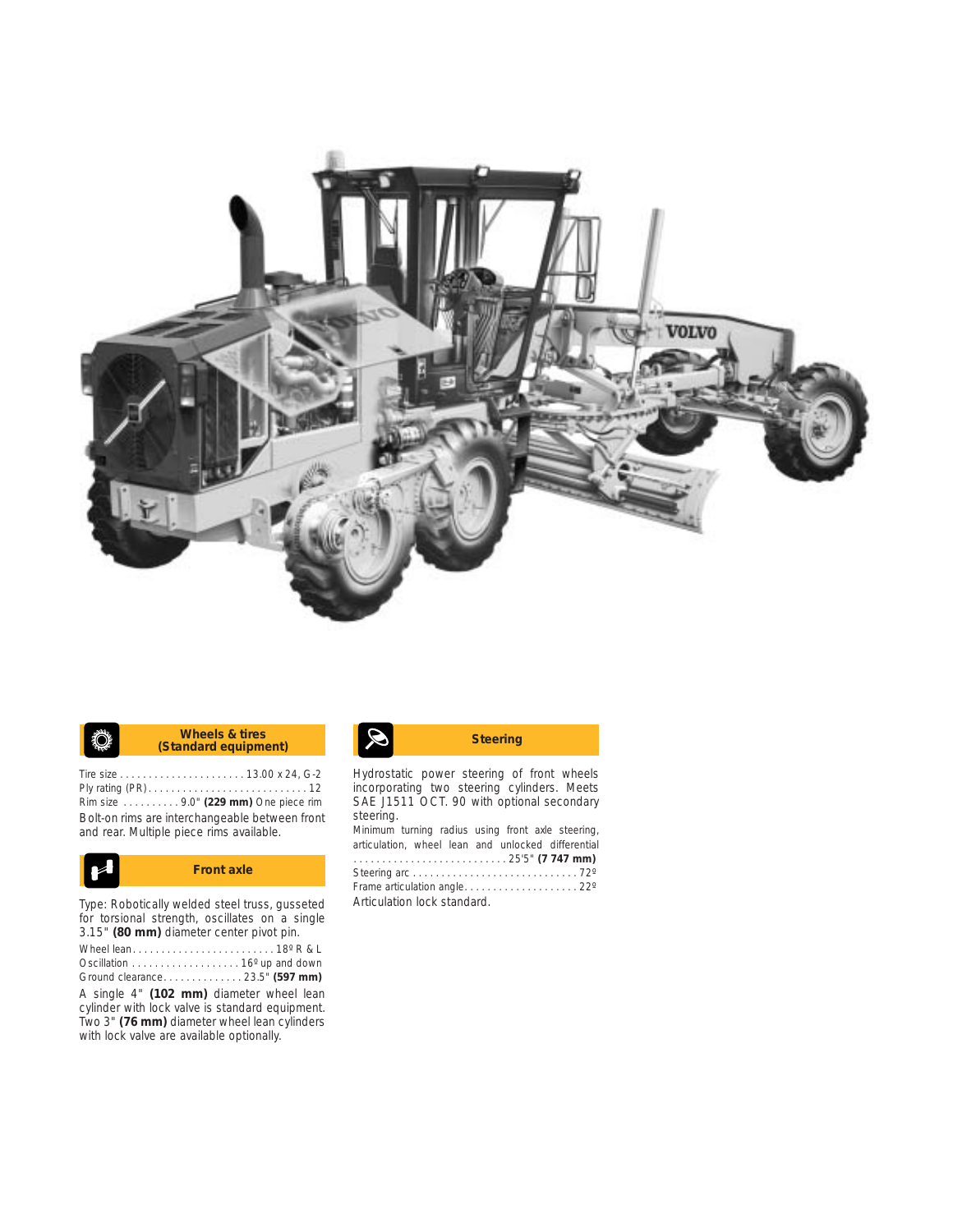## Wheels & tires (Standard equipment)

Tire size . . . . . . . . . . . . . . . . . . . . . . 13.00 x 24, G-2
Ply rating (PR) . . . . . . . . . . . . . . . . . . . . . . . . . . . . 12
Rim size . . . . . . . . . . 9.0" **(229 mm)** One piece rim

Bolt-on rims are interchangeable between front and rear. Multiple piece rims available.

## Front axle

Type: Robotically welded steel truss, gusseted for torsional strength, oscillates on a single 3.15" **(80 mm)** diameter center pivot pin.

Wheel lean . . . . . . . . . . . . . . . . . . . . . . . . . 18º R & L
Oscillation . . . . . . . . . . . . . . . . . . . 16º up and down
Ground clearance . . . . . . . . . . . . . . 23.5" **(597 mm)**

A single 4" **(102 mm)** diameter wheel lean cylinder with lock valve is standard equipment. Two 3" **(76 mm)** diameter wheel lean cylinders with lock valve are available optionally.

## Steering

Hydrostatic power steering of front wheels incorporating two steering cylinders. Meets SAE J1511 OCT. 90 with optional secondary steering.

Minimum turning radius using front axle steering, articulation, wheel lean and unlocked differential . . . . . . . . . . . . . . . . . . . . . . . . . . . 25'5" **(7 747 mm)**
Steering arc . . . . . . . . . . . . . . . . . . . . . . . . . . . . . 72º
Frame articulation angle . . . . . . . . . . . . . . . . . . . . 22º

Articulation lock standard.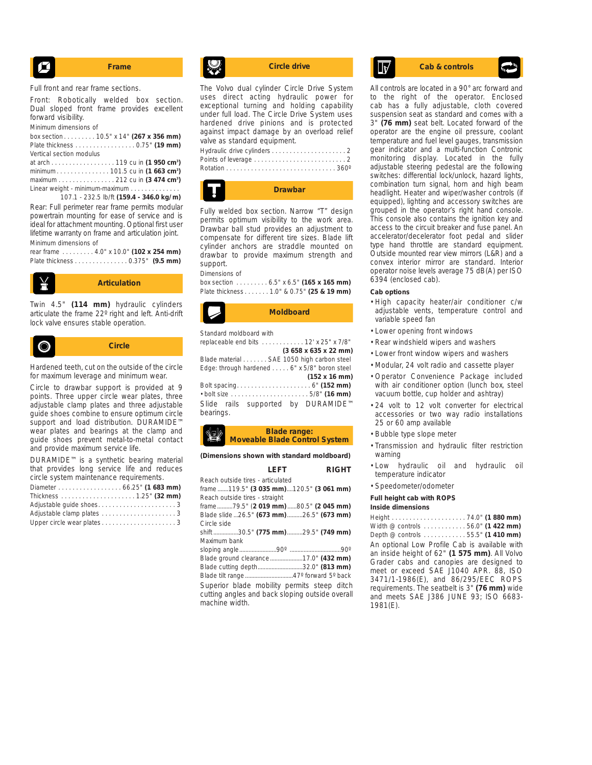## Frame

Full front and rear frame sections.

Front: Robotically welded box section. Dual sloped front frame provides excellent forward visibility.

Minimum dimensions of

box section . . . . . . . . . 10.5" x 14" **(267 x 356 mm)**
Plate thickness . . . . . . . . . . . . . . . . . 0.75" **(19 mm)**

Vertical section modulus

at arch . . . . . . . . . . . . . . . . . . 119 cu in **(1 950 cm³)**
minimum . . . . . . . . . . . . . . . 101.5 cu in **(1 663 cm³)**
maximum . . . . . . . . . . . . . . . . 212 cu in **(3 474 cm³)**

Linear weight - minimum-maximum . . . . . . . . . . . . . .
107.1 - 232.5 lb/ft **(159.4 - 346.0 kg/m)**

Rear: Full perimeter rear frame permits modular powertrain mounting for ease of service and is ideal for attachment mounting. Optional first user lifetime warranty on frame and articulation joint.

Minimum dimensions of

rear frame . . . . . . . . . 4.0" x 10.0" **(102 x 254 mm)**
Plate thickness . . . . . . . . . . . . . . . 0.375" **(9.5 mm)**

## Articulation

Twin 4.5" **(114 mm)** hydraulic cylinders articulate the frame 22º right and left. Anti-drift lock valve ensures stable operation.

## Circle

Hardened teeth, cut on the outside of the circle for maximum leverage and minimum wear.

Circle to drawbar support is provided at 9 points. Three upper circle wear plates, three adjustable clamp plates and three adjustable guide shoes combine to ensure optimum circle support and load distribution. DURAMIDE™ wear plates and bearings at the clamp and guide shoes prevent metal-to-metal contact and provide maximum service life.

DURAMIDE™ is a synthetic bearing material that provides long service life and reduces circle system maintenance requirements.

Diameter . . . . . . . . . . . . . . . . . . 66.25" **(1 683 mm)**
Thickness . . . . . . . . . . . . . . . . . . . . . 1.25" **(32 mm)**
Adjustable guide shoes . . . . . . . . . . . . . . . . . . . . . . 3
Adjustable clamp plates . . . . . . . . . . . . . . . . . . . . . 3
Upper circle wear plates . . . . . . . . . . . . . . . . . . . . . 3

## Circle drive

The Volvo dual cylinder Circle Drive System uses direct acting hydraulic power for exceptional turning and holding capability under full load. The Circle Drive System uses hardened drive pinions and is protected against impact damage by an overload relief valve as standard equipment.

Hydraulic drive cylinders . . . . . . . . . . . . . . . . . . . . . 2
Points of leverage . . . . . . . . . . . . . . . . . . . . . . . . . . 2
Rotation . . . . . . . . . . . . . . . . . . . . . . . . . . . . . . . 360º

## Drawbar

Fully welded box section. Narrow "T" design permits optimum visibility to the work area. Drawbar ball stud provides an adjustment to compensate for different tire sizes. Blade lift cylinder anchors are straddle mounted on drawbar to provide maximum strength and support.

Dimensions of

box section . . . . . . . . . 6.5" x 6.5" **(165 x 165 mm)**
Plate thickness . . . . . . . 1.0" & 0.75" **(25 & 19 mm)**

## Moldboard

Standard moldboard with
replaceable end bits . . . . . . . . . . . . 12' x 25" x 7/8"
**(3 658 x 635 x 22 mm)**
Blade material . . . . . . . SAE 1050 high carbon steel
Edge: through hardened . . . . . 6" x 5/8" boron steel
**(152 x 16 mm)**
Bolt spacing . . . . . . . . . . . . . . . . . . . . . 6" **(152 mm)**
• bolt size . . . . . . . . . . . . . . . . . . . . . . 5/8" **(16 mm)**

Slide rails supported by DURAMIDE™ bearings.

## Blade range: Moveable Blade Control System

**(Dimensions shown with standard moldboard)**

| | LEFT | RIGHT |
|---|---|---|
| Reach outside tires - articulated frame | 119.5" **(3 035 mm)** | 120.5" **(3 061 mm)** |
| Reach outside tires - straight frame | 79.5" **(2 019 mm)** | 80.5" **(2 045 mm)** |
| Blade slide | 26.5" **(673 mm)** | 26.5" **(673 mm)** |
| Circle side shift | 30.5" **(775 mm)** | 29.5" **(749 mm)** |
| Maximum bank sloping angle | 90º | 90º |
| Blade ground clearance | | 17.0" **(432 mm)** |
| Blade cutting depth | | 32.0" **(813 mm)** |
| Blade tilt range | | 47º forward 5º back |

Superior blade mobility permits steep ditch cutting angles and back sloping outside overall machine width.

## Cab & controls

All controls are located in a 90° arc forward and to the right of the operator. Enclosed cab has a fully adjustable, cloth covered suspension seat as standard and comes with a 3" **(76 mm)** seat belt. Located forward of the operator are the engine oil pressure, coolant temperature and fuel level gauges, transmission gear indicator and a multi-function Contronic monitoring display. Located in the fully adjustable steering pedestal are the following switches: differential lock/unlock, hazard lights, combination turn signal, horn and high beam headlight. Heater and wiper/washer controls (if equipped), lighting and accessory switches are grouped in the operator's right hand console. This console also contains the ignition key and access to the circuit breaker and fuse panel. An accelerator/decelerator foot pedal and slider type hand throttle are standard equipment. Outside mounted rear view mirrors (L&R) and a convex interior mirror are standard. Interior operator noise levels average 75 dB(A) per ISO 6394 (enclosed cab).

**Cab options**

- High capacity heater/air conditioner c/w adjustable vents, temperature control and variable speed fan
- Lower opening front windows
- Rear windshield wipers and washers
- Lower front window wipers and washers
- Modular, 24 volt radio and cassette player
- Operator Convenience Package included with air conditioner option (lunch box, steel vacuum bottle, cup holder and ashtray)
- 24 volt to 12 volt converter for electrical accessories or two way radio installations 25 or 60 amp available
- Bubble type slope meter
- Transmission and hydraulic filter restriction warning
- Low hydraulic oil and hydraulic oil temperature indicator
- Speedometer/odometer

**Full height cab with ROPS**
**Inside dimensions**

Height . . . . . . . . . . . . . . . . . . . . . 74.0" **(1 880 mm)**
Width @ controls . . . . . . . . . . . . 56.0" **(1 422 mm)**
Depth @ controls . . . . . . . . . . . . 55.5" **(1 410 mm)**

An optional Low Profile Cab is available with an inside height of 62" **(1 575 mm)**. All Volvo Grader cabs and canopies are designed to meet or exceed SAE J1040 APR. 88, ISO 3471/1-1986(E), and 86/295/EEC ROPS requirements. The seatbelt is 3" **(76 mm)** wide and meets SAE J386 JUNE 93; ISO 6683-1981(E).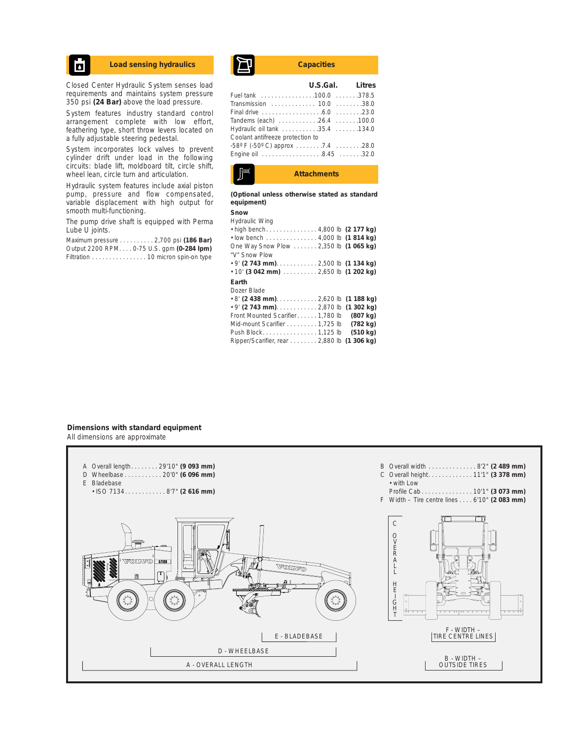## Load sensing hydraulics

Closed Center Hydraulic System senses load requirements and maintains system pressure 350 psi **(24 Bar)** above the load pressure.

System features industry standard control arrangement complete with low effort, feathering type, short throw levers located on a fully adjustable steering pedestal.

System incorporates lock valves to prevent cylinder drift under load in the following circuits: blade lift, moldboard tilt, circle shift, wheel lean, circle turn and articulation.

Hydraulic system features include axial piston pump, pressure and flow compensated, variable displacement with high output for smooth multi-functioning.

The pump drive shaft is equipped with Perma Lube U joints.

Maximum pressure . . . . . . . . . . 2,700 psi **(186 Bar)**
Output 2200 RPM. . . . 0-75 U.S. gpm **(0-284 lpm)**
Filtration . . . . . . . . . . . . . . . . 10 micron spin-on type

## Capacities

| | U.S.Gal. | Litres |
|---|---|---|
| Fuel tank | 100.0 | 378.5 |
| Transmission | 10.0 | 38.0 |
| Final drive | 6.0 | 23.0 |
| Tandems (each) | 26.4 | 100.0 |
| Hydraulic oil tank | 35.4 | 134.0 |
| Coolant antifreeze protection to -58º F (-50º C) approx | 7.4 | 28.0 |
| Engine oil | 8.45 | 32.0 |

## Attachments

**(Optional unless otherwise stated as standard equipment)**

**Snow**

Hydraulic Wing
- high bench. . . . . . . . . . . . . . . 4,800 lb **(2 177 kg)**
- low bench . . . . . . . . . . . . . . . 4,000 lb **(1 814 kg)**

One Way Snow Plow . . . . . . . 2,350 lb **(1 065 kg)**

"V" Snow Plow
- 9' **(2 743 mm)**. . . . . . . . . . . . 2,500 lb **(1 134 kg)**
- 10' **(3 042 mm)** . . . . . . . . . . 2,650 lb **(1 202 kg)**

**Earth**

Dozer Blade
- 8' **(2 438 mm)**. . . . . . . . . . . . 2,620 lb **(1 188 kg)**
- 9' **(2 743 mm)**. . . . . . . . . . . . 2,870 lb **(1 302 kg)**

Front Mounted Scarifier. . . . . . 1,780 lb **(807 kg)**
Mid-mount Scarifier . . . . . . . . . 1,725 lb **(782 kg)**
Push Block. . . . . . . . . . . . . . . . 1,125 lb **(510 kg)**
Ripper/Scarifier, rear . . . . . . . . 2,880 lb **(1 306 kg)**

### Dimensions with standard equipment

All dimensions are approximate

A Overall length. . . . . . . . 29'10" **(9 093 mm)**
D Wheelbase . . . . . . . . . . . 20'0" **(6 096 mm)**
E Bladebase
- ISO 7134. . . . . . . . . . . . 8'7" **(2 616 mm)**

B Overall width . . . . . . . . . . . . . . 8'2" **(2 489 mm)**
C Overall height. . . . . . . . . . . . . 11'1" **(3 378 mm)**
- with Low Profile Cab . . . . . . . . . . . . . . . 10'1" **(3 073 mm)**

F Width – Tire centre lines . . . . 6'10" **(2 083 mm)**

E - BLADEBASE
D - WHEELBASE
A - OVERALL LENGTH
C OVERALL HEIGHT
F - WIDTH – TIRE CENTRE LINES
B - WIDTH – OUTSIDE TIRES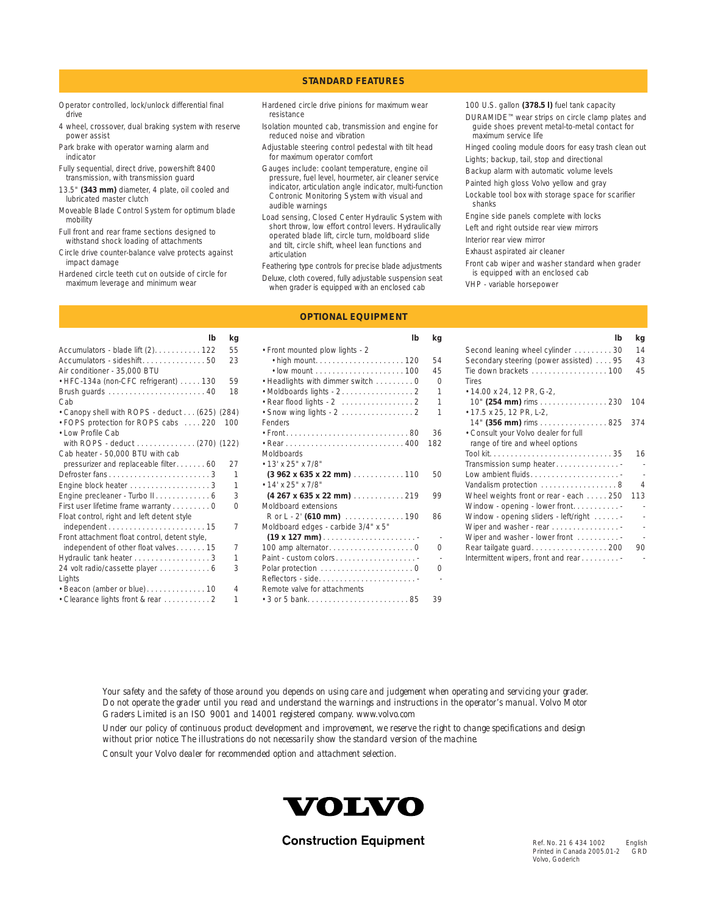## STANDARD FEATURES

- Operator controlled, lock/unlock differential final drive
- 4 wheel, crossover, dual braking system with reserve power assist
- Park brake with operator warning alarm and indicator
- Fully sequential, direct drive, powershift 8400 transmission, with transmission guard
- 13.5" **(343 mm)** diameter, 4 plate, oil cooled and lubricated master clutch
- Moveable Blade Control System for optimum blade mobility
- Full front and rear frame sections designed to withstand shock loading of attachments
- Circle drive counter-balance valve protects against impact damage
- Hardened circle teeth cut on outside of circle for maximum leverage and minimum wear
- Hardened circle drive pinions for maximum wear resistance
- Isolation mounted cab, transmission and engine for reduced noise and vibration
- Adjustable steering control pedestal with tilt head for maximum operator comfort
- Gauges include: coolant temperature, engine oil pressure, fuel level, hourmeter, air cleaner service indicator, articulation angle indicator, multi-function Contronic Monitoring System with visual and audible warnings
- Load sensing, Closed Center Hydraulic System with short throw, low effort control levers. Hydraulically operated blade lift, circle turn, moldboard slide and tilt, circle shift, wheel lean functions and articulation
- Feathering type controls for precise blade adjustments
- Deluxe, cloth covered, fully adjustable suspension seat when grader is equipped with an enclosed cab
- 100 U.S. gallon **(378.5 l)** fuel tank capacity
- DURAMIDE™ wear strips on circle clamp plates and guide shoes prevent metal-to-metal contact for maximum service life
- Hinged cooling module doors for easy trash clean out
- Lights; backup, tail, stop and directional
- Backup alarm with automatic volume levels
- Painted high gloss Volvo yellow and gray
- Lockable tool box with storage space for scarifier shanks
- Engine side panels complete with locks
- Left and right outside rear view mirrors
- Interior rear view mirror
- Exhaust aspirated air cleaner
- Front cab wiper and washer standard when grader is equipped with an enclosed cab
- VHP - variable horsepower

## OPTIONAL EQUIPMENT

| | lb | kg |
|---|---|---|
| Accumulators - blade lift (2) | 122 | 55 |
| Accumulators - sideshift | 50 | 23 |
| Air conditioner - 35,000 BTU | | |
| • HFC-134a (non-CFC refrigerant) | 130 | 59 |
| Brush guards | 40 | 18 |
| Cab | | |
| • Canopy shell with ROPS - deduct | (625) | (284) |
| • FOPS protection for ROPS cabs | 220 | 100 |
| • Low Profile Cab with ROPS - deduct | (270) | (122) |
| Cab heater - 50,000 BTU with cab pressurizer and replaceable filter | 60 | 27 |
| Defroster fans | 3 | 1 |
| Engine block heater | 3 | 1 |
| Engine precleaner - Turbo II | 6 | 3 |
| First user lifetime frame warranty | 0 | 0 |
| Float control, right and left detent style independent | 15 | 7 |
| Front attachment float control, detent style, independent of other float valves | 15 | 7 |
| Hydraulic tank heater | 3 | 1 |
| 24 volt radio/cassette player | 6 | 3 |
| Lights | | |
| • Beacon (amber or blue) | 10 | 4 |
| • Clearance lights front & rear | 2 | 1 |
| • Front mounted plow lights - 2 | | |
| • high mount | 120 | 54 |
| • low mount | 100 | 45 |
| • Headlights with dimmer switch | 0 | 0 |
| • Moldboards lights - 2 | 2 | 1 |
| • Rear flood lights - 2 | 2 | 1 |
| • Snow wing lights - 2 | 2 | 1 |
| Fenders | | |
| • Front | 80 | 36 |
| • Rear | 400 | 182 |
| Moldboards | | |
| • 13' x 25" x 7/8" **(3 962 x 635 x 22 mm)** | 110 | 50 |
| • 14' x 25" x 7/8" **(4 267 x 635 x 22 mm)** | 219 | 99 |
| Moldboard extensions R or L - 2' **(610 mm)** | 190 | 86 |
| Moldboard edges - carbide 3/4" x 5" **(19 x 127 mm)** | - | - |
| 100 amp alternator | 0 | 0 |
| Paint - custom colors | - | - |
| Polar protection | 0 | 0 |
| Reflectors - side | - | - |
| Remote valve for attachments | | |
| • 3 or 5 bank | 85 | 39 |
| Second leaning wheel cylinder | 30 | 14 |
| Secondary steering (power assisted) | 95 | 43 |
| Tie down brackets | 100 | 45 |
| Tires | | |
| • 14.00 x 24, 12 PR, G-2, 10" **(254 mm)** rims | 230 | 104 |
| • 17.5 x 25, 12 PR, L-2, 14" **(356 mm)** rims | 825 | 374 |
| • Consult your Volvo dealer for full range of tire and wheel options | | |
| Tool kit | 35 | 16 |
| Transmission sump heater | - | - |
| Low ambient fluids | - | - |
| Vandalism protection | 8 | 4 |
| Wheel weights front or rear - each | 250 | 113 |
| Window - opening - lower front | - | - |
| Window - opening sliders - left/right | - | - |
| Wiper and washer - rear | - | - |
| Wiper and washer - lower front | - | - |
| Rear tailgate guard | 200 | 90 |
| Intermittent wipers, front and rear | - | - |

*Your safety and the safety of those around you depends on using care and judgement when operating and servicing your grader. Do not operate the grader until you read and understand the warnings and instructions in the operator's manual. Volvo Motor Graders Limited is an ISO 9001 and 14001 registered company. www.volvo.com*

*Under our policy of continuous product development and improvement, we reserve the right to change specifications and design without prior notice. The illustrations do not necessarily show the standard version of the machine.*

*Consult your Volvo dealer for recommended option and attachment selection.*

VOLVO

Construction Equipment

Ref. No. 21 6 434 1002 English
Printed in Canada 2005.01-2 GRD
Volvo, Goderich